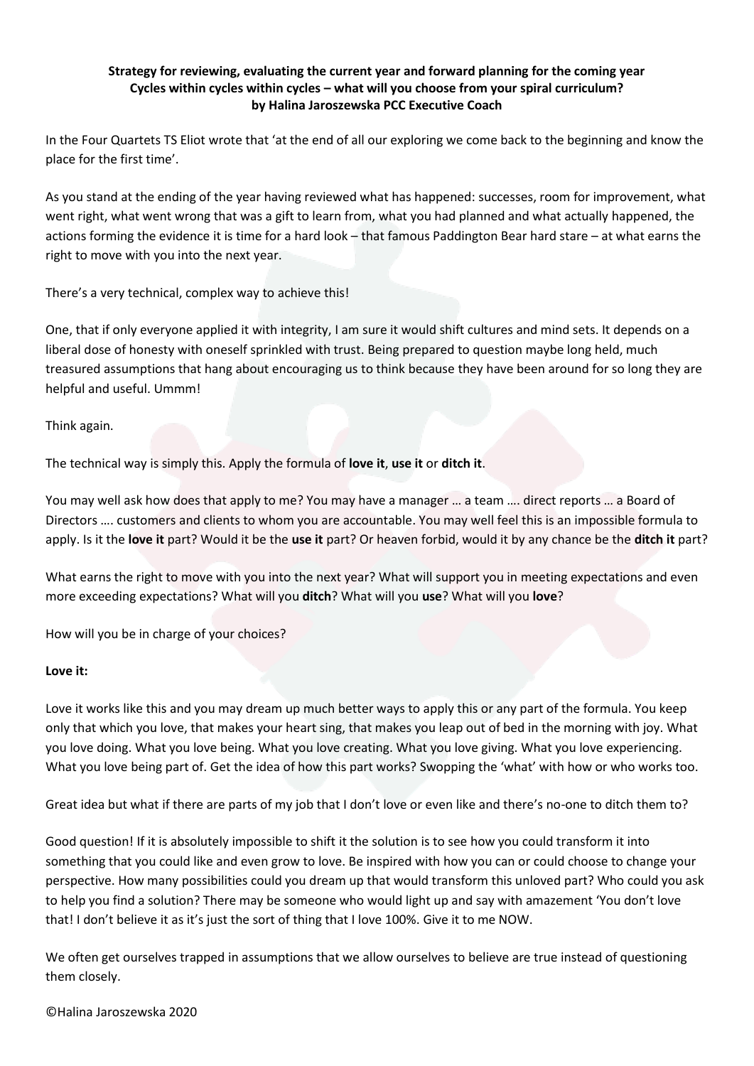**Strategy for reviewing, evaluating the current year and forward planning for the coming year**
**Cycles within cycles within cycles – what will you choose from your spiral curriculum?**
**by Halina Jaroszewska PCC Executive Coach**

In the Four Quartets TS Eliot wrote that 'at the end of all our exploring we come back to the beginning and know the place for the first time'.

As you stand at the ending of the year having reviewed what has happened: successes, room for improvement, what went right, what went wrong that was a gift to learn from, what you had planned and what actually happened, the actions forming the evidence it is time for a hard look – that famous Paddington Bear hard stare – at what earns the right to move with you into the next year.

There's a very technical, complex way to achieve this!

One, that if only everyone applied it with integrity, I am sure it would shift cultures and mind sets. It depends on a liberal dose of honesty with oneself sprinkled with trust. Being prepared to question maybe long held, much treasured assumptions that hang about encouraging us to think because they have been around for so long they are helpful and useful. Ummm!

Think again.

The technical way is simply this. Apply the formula of **love it**, **use it** or **ditch it**.

You may well ask how does that apply to me? You may have a manager … a team …. direct reports … a Board of Directors …. customers and clients to whom you are accountable. You may well feel this is an impossible formula to apply. Is it the **love it** part? Would it be the **use it** part? Or heaven forbid, would it by any chance be the **ditch it** part?

What earns the right to move with you into the next year? What will support you in meeting expectations and even more exceeding expectations? What will you **ditch**? What will you **use**? What will you **love**?

How will you be in charge of your choices?

**Love it:**

Love it works like this and you may dream up much better ways to apply this or any part of the formula. You keep only that which you love, that makes your heart sing, that makes you leap out of bed in the morning with joy. What you love doing. What you love being. What you love creating. What you love giving. What you love experiencing. What you love being part of. Get the idea of how this part works? Swopping the 'what' with how or who works too.

Great idea but what if there are parts of my job that I don't love or even like and there's no-one to ditch them to?

Good question! If it is absolutely impossible to shift it the solution is to see how you could transform it into something that you could like and even grow to love. Be inspired with how you can or could choose to change your perspective. How many possibilities could you dream up that would transform this unloved part? Who could you ask to help you find a solution? There may be someone who would light up and say with amazement 'You don't love that! I don't believe it as it's just the sort of thing that I love 100%. Give it to me NOW.

We often get ourselves trapped in assumptions that we allow ourselves to believe are true instead of questioning them closely.

©Halina Jaroszewska 2020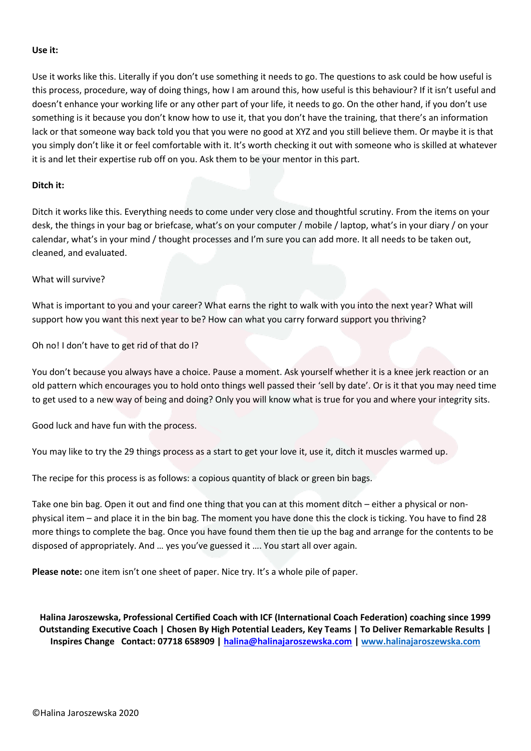**Use it:**

Use it works like this. Literally if you don't use something it needs to go. The questions to ask could be how useful is this process, procedure, way of doing things, how I am around this, how useful is this behaviour? If it isn't useful and doesn't enhance your working life or any other part of your life, it needs to go. On the other hand, if you don't use something is it because you don't know how to use it, that you don't have the training, that there's an information lack or that someone way back told you that you were no good at XYZ and you still believe them. Or maybe it is that you simply don't like it or feel comfortable with it. It's worth checking it out with someone who is skilled at whatever it is and let their expertise rub off on you. Ask them to be your mentor in this part.

**Ditch it:**

Ditch it works like this. Everything needs to come under very close and thoughtful scrutiny. From the items on your desk, the things in your bag or briefcase, what's on your computer / mobile / laptop, what's in your diary / on your calendar, what's in your mind / thought processes and I'm sure you can add more. It all needs to be taken out, cleaned, and evaluated.

What will survive?

What is important to you and your career? What earns the right to walk with you into the next year? What will support how you want this next year to be? How can what you carry forward support you thriving?

Oh no! I don't have to get rid of that do I?

You don't because you always have a choice. Pause a moment. Ask yourself whether it is a knee jerk reaction or an old pattern which encourages you to hold onto things well passed their 'sell by date'. Or is it that you may need time to get used to a new way of being and doing? Only you will know what is true for you and where your integrity sits.

Good luck and have fun with the process.

You may like to try the 29 things process as a start to get your love it, use it, ditch it muscles warmed up.

The recipe for this process is as follows: a copious quantity of black or green bin bags.

Take one bin bag. Open it out and find one thing that you can at this moment ditch – either a physical or non-physical item – and place it in the bin bag. The moment you have done this the clock is ticking. You have to find 28 more things to complete the bag. Once you have found them then tie up the bag and arrange for the contents to be disposed of appropriately. And … yes you've guessed it …. You start all over again.

**Please note:** one item isn't one sheet of paper. Nice try. It's a whole pile of paper.

**Halina Jaroszewska, Professional Certified Coach with ICF (International Coach Federation) coaching since 1999 Outstanding Executive Coach | Chosen By High Potential Leaders, Key Teams | To Deliver Remarkable Results | Inspires Change Contact: 07718 658909 | [halina@halinajaroszewska.com](mailto:halina@halinajaroszewska.com) | [www.halinajaroszewska.com](http://www.halinajaroszewska.com)**

©Halina Jaroszewska 2020